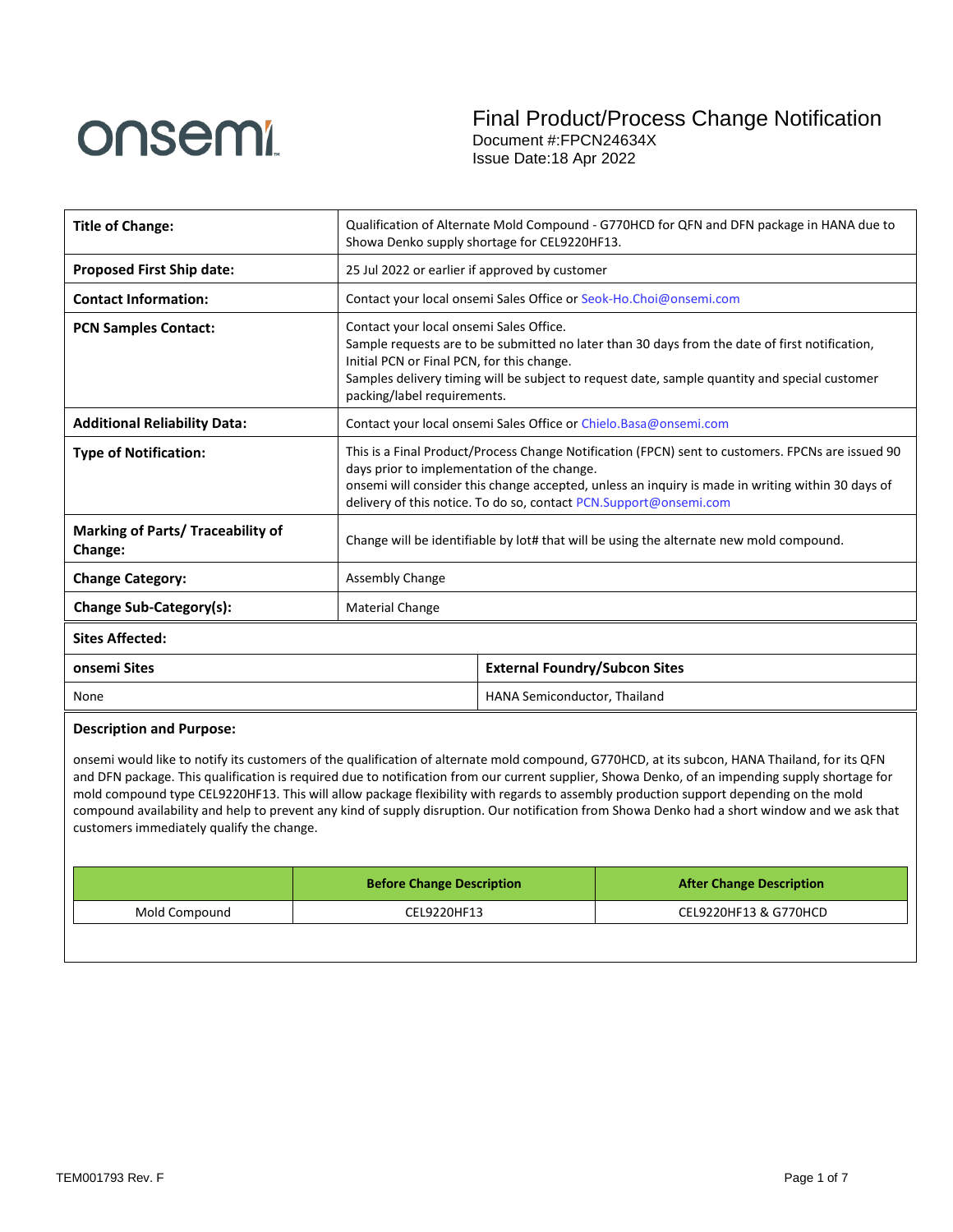onsemi

# Final Product/Process Change Notification

Document #:FPCN24634X
Issue Date:18 Apr 2022

| | |
|---|---|
| **Title of Change:** | Qualification of Alternate Mold Compound - G770HCD for QFN and DFN package in HANA due to Showa Denko supply shortage for CEL9220HF13. |
| **Proposed First Ship date:** | 25 Jul 2022 or earlier if approved by customer |
| **Contact Information:** | Contact your local onsemi Sales Office or Seok-Ho.Choi@onsemi.com |
| **PCN Samples Contact:** | Contact your local onsemi Sales Office. Sample requests are to be submitted no later than 30 days from the date of first notification, Initial PCN or Final PCN, for this change. Samples delivery timing will be subject to request date, sample quantity and special customer packing/label requirements. |
| **Additional Reliability Data:** | Contact your local onsemi Sales Office or Chielo.Basa@onsemi.com |
| **Type of Notification:** | This is a Final Product/Process Change Notification (FPCN) sent to customers. FPCNs are issued 90 days prior to implementation of the change. onsemi will consider this change accepted, unless an inquiry is made in writing within 30 days of delivery of this notice. To do so, contact PCN.Support@onsemi.com |
| **Marking of Parts/ Traceability of Change:** | Change will be identifiable by lot# that will be using the alternate new mold compound. |
| **Change Category:** | Assembly Change |
| **Change Sub-Category(s):** | Material Change |

**Sites Affected:**

| onsemi Sites | External Foundry/Subcon Sites |
|---|---|
| None | HANA Semiconductor, Thailand |

**Description and Purpose:**

onsemi would like to notify its customers of the qualification of alternate mold compound, G770HCD, at its subcon, HANA Thailand, for its QFN and DFN package. This qualification is required due to notification from our current supplier, Showa Denko, of an impending supply shortage for mold compound type CEL9220HF13. This will allow package flexibility with regards to assembly production support depending on the mold compound availability and help to prevent any kind of supply disruption. Our notification from Showa Denko had a short window and we ask that customers immediately qualify the change.

| | Before Change Description | After Change Description |
|---|---|---|
| Mold Compound | CEL9220HF13 | CEL9220HF13 & G770HCD |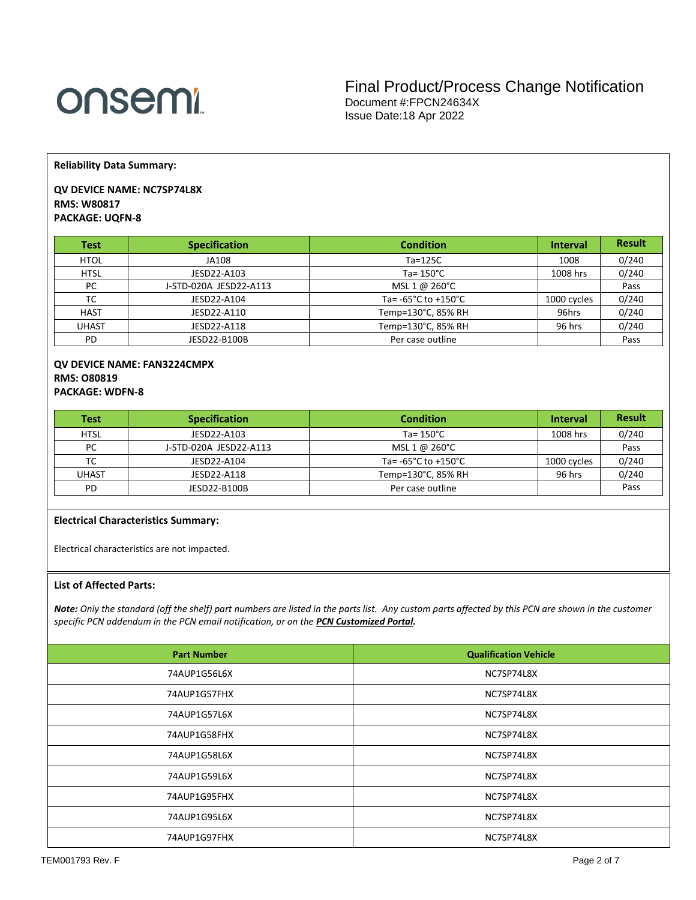**Reliability Data Summary:**

**QV DEVICE NAME: NC7SP74L8X**
**RMS: W80817**
**PACKAGE: UQFN-8**

| Test | Specification | Condition | Interval | Result |
|---|---|---|---|---|
| HTOL | JA108 | Ta=125C | 1008 | 0/240 |
| HTSL | JESD22-A103 | Ta= 150°C | 1008 hrs | 0/240 |
| PC | J-STD-020A JESD22-A113 | MSL 1 @ 260°C | | Pass |
| TC | JESD22-A104 | Ta= -65°C to +150°C | 1000 cycles | 0/240 |
| HAST | JESD22-A110 | Temp=130°C, 85% RH | 96hrs | 0/240 |
| UHAST | JESD22-A118 | Temp=130°C, 85% RH | 96 hrs | 0/240 |
| PD | JESD22-B100B | Per case outline | | Pass |

**QV DEVICE NAME: FAN3224CMPX**
**RMS: O80819**
**PACKAGE: WDFN-8**

| Test | Specification | Condition | Interval | Result |
|---|---|---|---|---|
| HTSL | JESD22-A103 | Ta= 150°C | 1008 hrs | 0/240 |
| PC | J-STD-020A JESD22-A113 | MSL 1 @ 260°C | | Pass |
| TC | JESD22-A104 | Ta= -65°C to +150°C | 1000 cycles | 0/240 |
| UHAST | JESD22-A118 | Temp=130°C, 85% RH | 96 hrs | 0/240 |
| PD | JESD22-B100B | Per case outline | | Pass |

**Electrical Characteristics Summary:**

Electrical characteristics are not impacted.

**List of Affected Parts:**

***Note:*** *Only the standard (off the shelf) part numbers are listed in the parts list. Any custom parts affected by this PCN are shown in the customer specific PCN addendum in the PCN email notification, or on the* ***PCN Customized Portal.***

| Part Number | Qualification Vehicle |
|---|---|
| 74AUP1G56L6X | NC7SP74L8X |
| 74AUP1G57FHX | NC7SP74L8X |
| 74AUP1G57L6X | NC7SP74L8X |
| 74AUP1G58FHX | NC7SP74L8X |
| 74AUP1G58L6X | NC7SP74L8X |
| 74AUP1G59L6X | NC7SP74L8X |
| 74AUP1G95FHX | NC7SP74L8X |
| 74AUP1G95L6X | NC7SP74L8X |
| 74AUP1G97FHX | NC7SP74L8X |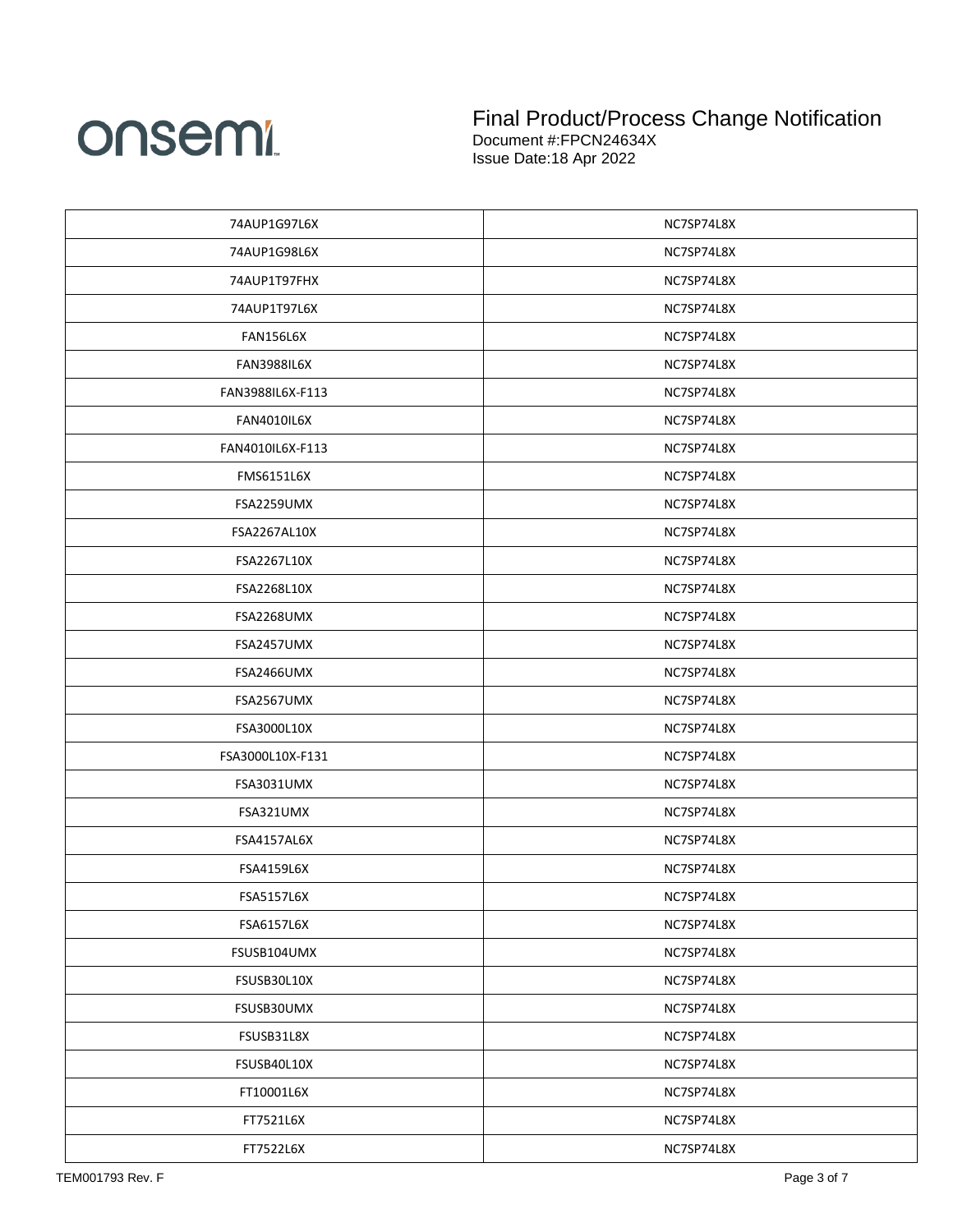| 74AUP1G97L6X | NC7SP74L8X |
|---|---|
| 74AUP1G98L6X | NC7SP74L8X |
| 74AUP1T97FHX | NC7SP74L8X |
| 74AUP1T97L6X | NC7SP74L8X |
| FAN156L6X | NC7SP74L8X |
| FAN3988IL6X | NC7SP74L8X |
| FAN3988IL6X-F113 | NC7SP74L8X |
| FAN4010IL6X | NC7SP74L8X |
| FAN4010IL6X-F113 | NC7SP74L8X |
| FMS6151L6X | NC7SP74L8X |
| FSA2259UMX | NC7SP74L8X |
| FSA2267AL10X | NC7SP74L8X |
| FSA2267L10X | NC7SP74L8X |
| FSA2268L10X | NC7SP74L8X |
| FSA2268UMX | NC7SP74L8X |
| FSA2457UMX | NC7SP74L8X |
| FSA2466UMX | NC7SP74L8X |
| FSA2567UMX | NC7SP74L8X |
| FSA3000L10X | NC7SP74L8X |
| FSA3000L10X-F131 | NC7SP74L8X |
| FSA3031UMX | NC7SP74L8X |
| FSA321UMX | NC7SP74L8X |
| FSA4157AL6X | NC7SP74L8X |
| FSA4159L6X | NC7SP74L8X |
| FSA5157L6X | NC7SP74L8X |
| FSA6157L6X | NC7SP74L8X |
| FSUSB104UMX | NC7SP74L8X |
| FSUSB30L10X | NC7SP74L8X |
| FSUSB30UMX | NC7SP74L8X |
| FSUSB31L8X | NC7SP74L8X |
| FSUSB40L10X | NC7SP74L8X |
| FT10001L6X | NC7SP74L8X |
| FT7521L6X | NC7SP74L8X |
| FT7522L6X | NC7SP74L8X |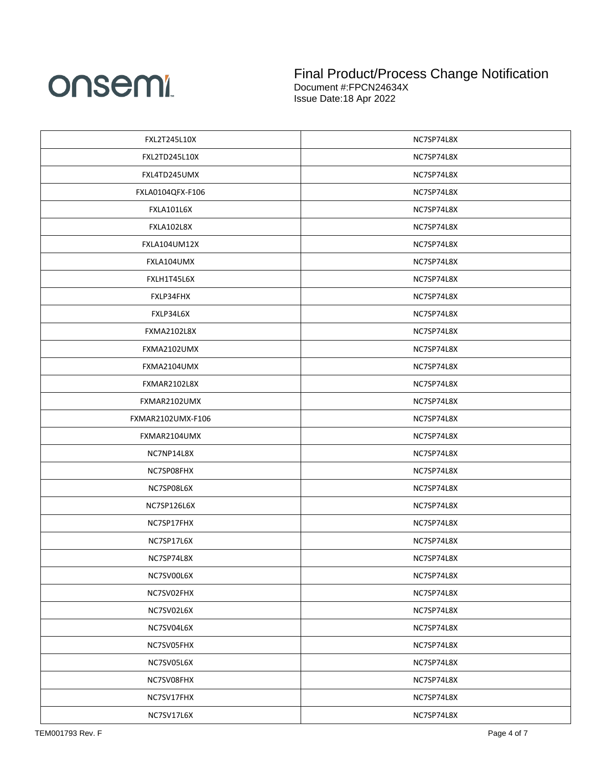| | |
|---|---|
| FXL2T245L10X | NC7SP74L8X |
| FXL2TD245L10X | NC7SP74L8X |
| FXL4TD245UMX | NC7SP74L8X |
| FXLA0104QFX-F106 | NC7SP74L8X |
| FXLA101L6X | NC7SP74L8X |
| FXLA102L8X | NC7SP74L8X |
| FXLA104UM12X | NC7SP74L8X |
| FXLA104UMX | NC7SP74L8X |
| FXLH1T45L6X | NC7SP74L8X |
| FXLP34FHX | NC7SP74L8X |
| FXLP34L6X | NC7SP74L8X |
| FXMA2102L8X | NC7SP74L8X |
| FXMA2102UMX | NC7SP74L8X |
| FXMA2104UMX | NC7SP74L8X |
| FXMAR2102L8X | NC7SP74L8X |
| FXMAR2102UMX | NC7SP74L8X |
| FXMAR2102UMX-F106 | NC7SP74L8X |
| FXMAR2104UMX | NC7SP74L8X |
| NC7NP14L8X | NC7SP74L8X |
| NC7SP08FHX | NC7SP74L8X |
| NC7SP08L6X | NC7SP74L8X |
| NC7SP126L6X | NC7SP74L8X |
| NC7SP17FHX | NC7SP74L8X |
| NC7SP17L6X | NC7SP74L8X |
| NC7SP74L8X | NC7SP74L8X |
| NC7SV00L6X | NC7SP74L8X |
| NC7SV02FHX | NC7SP74L8X |
| NC7SV02L6X | NC7SP74L8X |
| NC7SV04L6X | NC7SP74L8X |
| NC7SV05FHX | NC7SP74L8X |
| NC7SV05L6X | NC7SP74L8X |
| NC7SV08FHX | NC7SP74L8X |
| NC7SV17FHX | NC7SP74L8X |
| NC7SV17L6X | NC7SP74L8X |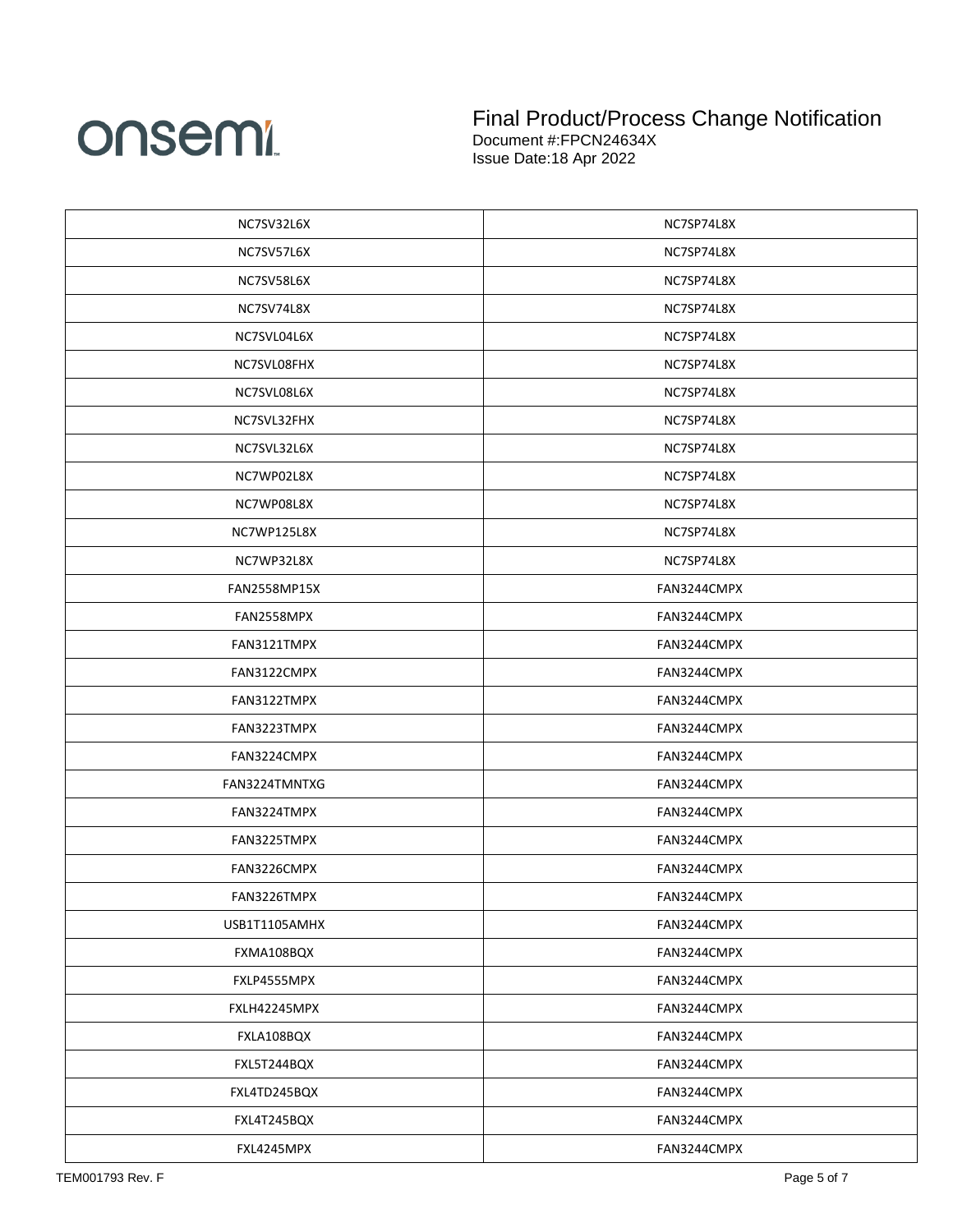| | |
|---|---|
| NC7SV32L6X | NC7SP74L8X |
| NC7SV57L6X | NC7SP74L8X |
| NC7SV58L6X | NC7SP74L8X |
| NC7SV74L8X | NC7SP74L8X |
| NC7SVL04L6X | NC7SP74L8X |
| NC7SVL08FHX | NC7SP74L8X |
| NC7SVL08L6X | NC7SP74L8X |
| NC7SVL32FHX | NC7SP74L8X |
| NC7SVL32L6X | NC7SP74L8X |
| NC7WP02L8X | NC7SP74L8X |
| NC7WP08L8X | NC7SP74L8X |
| NC7WP125L8X | NC7SP74L8X |
| NC7WP32L8X | NC7SP74L8X |
| FAN2558MP15X | FAN3244CMPX |
| FAN2558MPX | FAN3244CMPX |
| FAN3121TMPX | FAN3244CMPX |
| FAN3122CMPX | FAN3244CMPX |
| FAN3122TMPX | FAN3244CMPX |
| FAN3223TMPX | FAN3244CMPX |
| FAN3224CMPX | FAN3244CMPX |
| FAN3224TMNTXG | FAN3244CMPX |
| FAN3224TMPX | FAN3244CMPX |
| FAN3225TMPX | FAN3244CMPX |
| FAN3226CMPX | FAN3244CMPX |
| FAN3226TMPX | FAN3244CMPX |
| USB1T1105AMHX | FAN3244CMPX |
| FXMA108BQX | FAN3244CMPX |
| FXLP4555MPX | FAN3244CMPX |
| FXLH42245MPX | FAN3244CMPX |
| FXLA108BQX | FAN3244CMPX |
| FXL5T244BQX | FAN3244CMPX |
| FXL4TD245BQX | FAN3244CMPX |
| FXL4T245BQX | FAN3244CMPX |
| FXL4245MPX | FAN3244CMPX |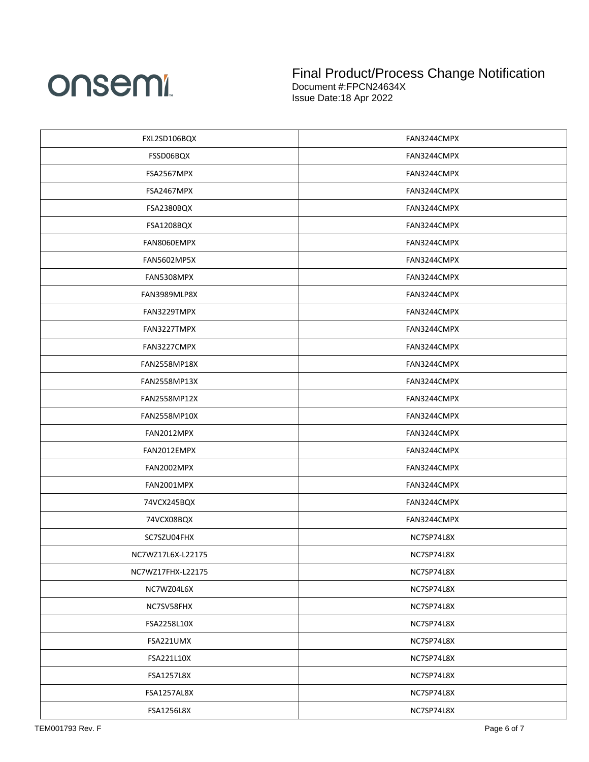| FXL2SD106BQX | FAN3244CMPX |
|---|---|
| FSSD06BQX | FAN3244CMPX |
| FSA2567MPX | FAN3244CMPX |
| FSA2467MPX | FAN3244CMPX |
| FSA2380BQX | FAN3244CMPX |
| FSA1208BQX | FAN3244CMPX |
| FAN8060EMPX | FAN3244CMPX |
| FAN5602MP5X | FAN3244CMPX |
| FAN5308MPX | FAN3244CMPX |
| FAN3989MLP8X | FAN3244CMPX |
| FAN3229TMPX | FAN3244CMPX |
| FAN3227TMPX | FAN3244CMPX |
| FAN3227CMPX | FAN3244CMPX |
| FAN2558MP18X | FAN3244CMPX |
| FAN2558MP13X | FAN3244CMPX |
| FAN2558MP12X | FAN3244CMPX |
| FAN2558MP10X | FAN3244CMPX |
| FAN2012MPX | FAN3244CMPX |
| FAN2012EMPX | FAN3244CMPX |
| FAN2002MPX | FAN3244CMPX |
| FAN2001MPX | FAN3244CMPX |
| 74VCX245BQX | FAN3244CMPX |
| 74VCX08BQX | FAN3244CMPX |
| SC7SZU04FHX | NC7SP74L8X |
| NC7WZ17L6X-L22175 | NC7SP74L8X |
| NC7WZ17FHX-L22175 | NC7SP74L8X |
| NC7WZ04L6X | NC7SP74L8X |
| NC7SV58FHX | NC7SP74L8X |
| FSA2258L10X | NC7SP74L8X |
| FSA221UMX | NC7SP74L8X |
| FSA221L10X | NC7SP74L8X |
| FSA1257L8X | NC7SP74L8X |
| FSA1257AL8X | NC7SP74L8X |
| FSA1256L8X | NC7SP74L8X |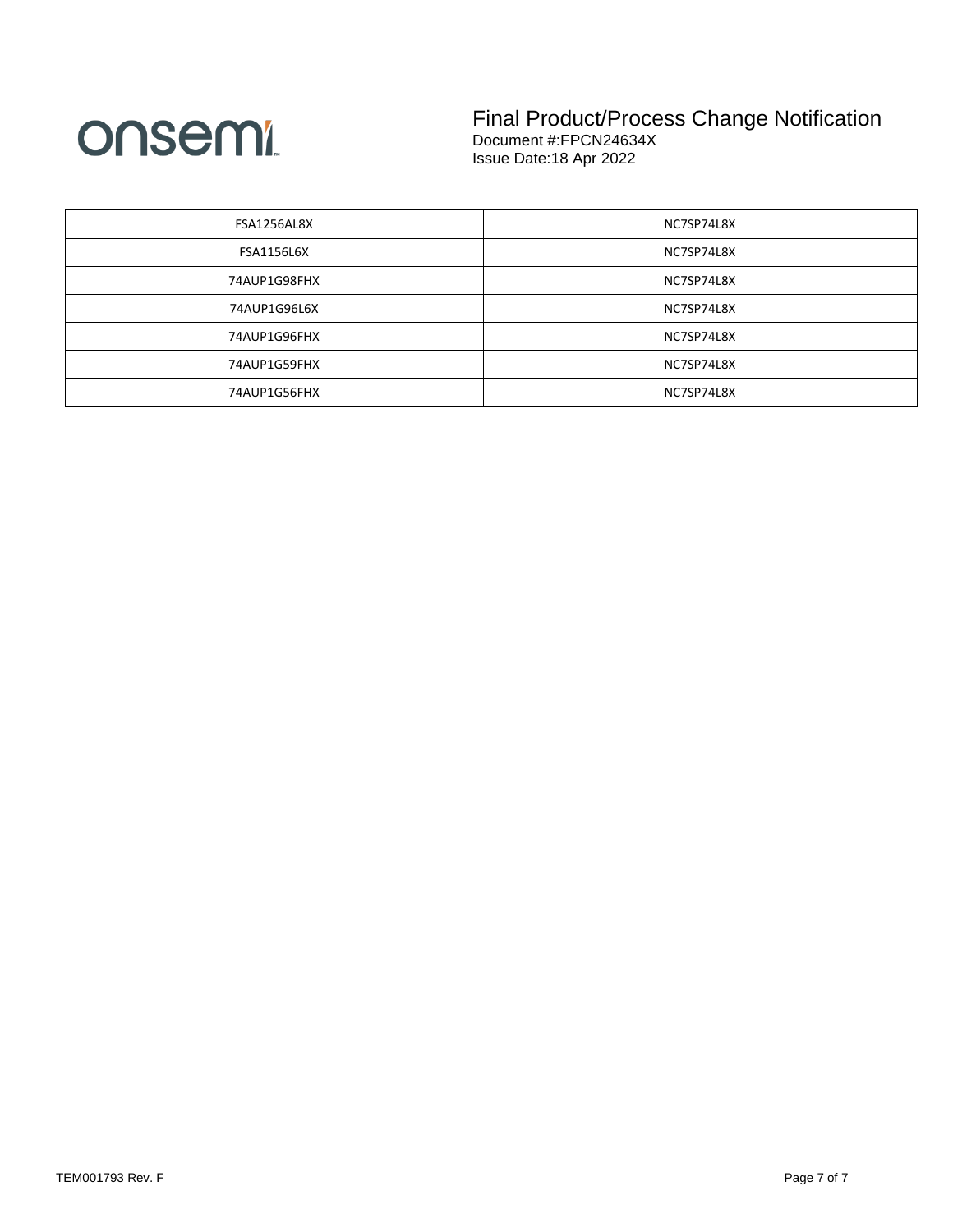| FSA1256AL8X | NC7SP74L8X |
|---|---|
| FSA1156L6X | NC7SP74L8X |
| 74AUP1G98FHX | NC7SP74L8X |
| 74AUP1G96L6X | NC7SP74L8X |
| 74AUP1G96FHX | NC7SP74L8X |
| 74AUP1G59FHX | NC7SP74L8X |
| 74AUP1G56FHX | NC7SP74L8X |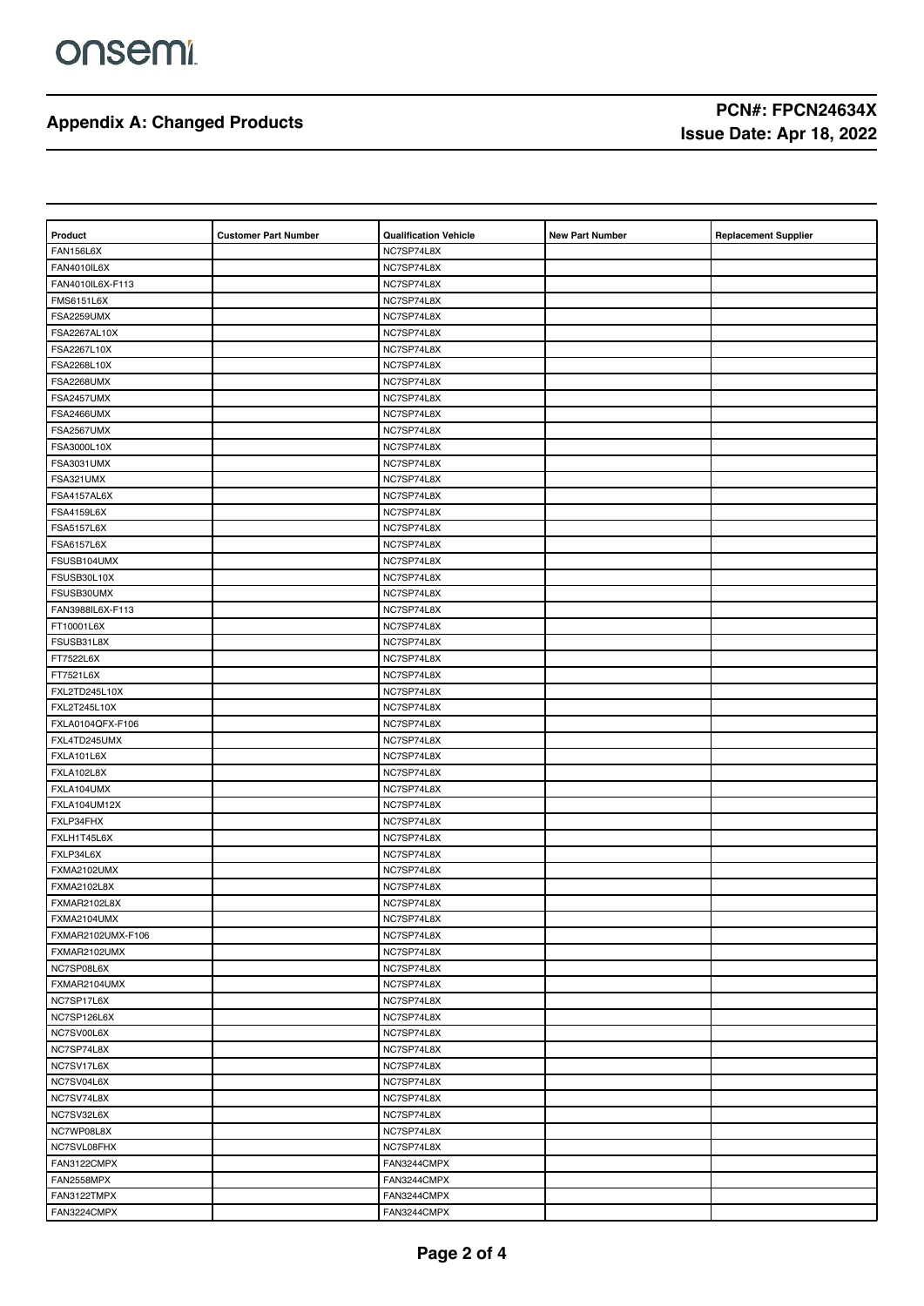## Appendix A: Changed Products

**PCN#: FPCN24634X**
**Issue Date: Apr 18, 2022**

| Product | Customer Part Number | Qualification Vehicle | New Part Number | Replacement Supplier |
|---|---|---|---|---|
| FAN156L6X | | NC7SP74L8X | | |
| FAN4010IL6X | | NC7SP74L8X | | |
| FAN4010IL6X-F113 | | NC7SP74L8X | | |
| FMS6151L6X | | NC7SP74L8X | | |
| FSA2259UMX | | NC7SP74L8X | | |
| FSA2267AL10X | | NC7SP74L8X | | |
| FSA2267L10X | | NC7SP74L8X | | |
| FSA2268L10X | | NC7SP74L8X | | |
| FSA2268UMX | | NC7SP74L8X | | |
| FSA2457UMX | | NC7SP74L8X | | |
| FSA2466UMX | | NC7SP74L8X | | |
| FSA2567UMX | | NC7SP74L8X | | |
| FSA3000L10X | | NC7SP74L8X | | |
| FSA3031UMX | | NC7SP74L8X | | |
| FSA321UMX | | NC7SP74L8X | | |
| FSA4157AL6X | | NC7SP74L8X | | |
| FSA4159L6X | | NC7SP74L8X | | |
| FSA5157L6X | | NC7SP74L8X | | |
| FSA6157L6X | | NC7SP74L8X | | |
| FSUSB104UMX | | NC7SP74L8X | | |
| FSUSB30L10X | | NC7SP74L8X | | |
| FSUSB30UMX | | NC7SP74L8X | | |
| FAN3988IL6X-F113 | | NC7SP74L8X | | |
| FT10001L6X | | NC7SP74L8X | | |
| FSUSB31L8X | | NC7SP74L8X | | |
| FT7522L6X | | NC7SP74L8X | | |
| FT7521L6X | | NC7SP74L8X | | |
| FXL2TD245L10X | | NC7SP74L8X | | |
| FXL2T245L10X | | NC7SP74L8X | | |
| FXLA0104QFX-F106 | | NC7SP74L8X | | |
| FXL4TD245UMX | | NC7SP74L8X | | |
| FXLA101L6X | | NC7SP74L8X | | |
| FXLA102L8X | | NC7SP74L8X | | |
| FXLA104UMX | | NC7SP74L8X | | |
| FXLA104UM12X | | NC7SP74L8X | | |
| FXLP34FHX | | NC7SP74L8X | | |
| FXLH1T45L6X | | NC7SP74L8X | | |
| FXLP34L6X | | NC7SP74L8X | | |
| FXMA2102UMX | | NC7SP74L8X | | |
| FXMA2102L8X | | NC7SP74L8X | | |
| FXMAR2102L8X | | NC7SP74L8X | | |
| FXMA2104UMX | | NC7SP74L8X | | |
| FXMAR2102UMX-F106 | | NC7SP74L8X | | |
| FXMAR2102UMX | | NC7SP74L8X | | |
| NC7SP08L6X | | NC7SP74L8X | | |
| FXMAR2104UMX | | NC7SP74L8X | | |
| NC7SP17L6X | | NC7SP74L8X | | |
| NC7SP126L6X | | NC7SP74L8X | | |
| NC7SV00L6X | | NC7SP74L8X | | |
| NC7SP74L8X | | NC7SP74L8X | | |
| NC7SV17L6X | | NC7SP74L8X | | |
| NC7SV04L6X | | NC7SP74L8X | | |
| NC7SV74L8X | | NC7SP74L8X | | |
| NC7SV32L6X | | NC7SP74L8X | | |
| NC7WP08L8X | | NC7SP74L8X | | |
| NC7SVL08FHX | | NC7SP74L8X | | |
| FAN3122CMPX | | FAN3244CMPX | | |
| FAN2558MPX | | FAN3244CMPX | | |
| FAN3122TMPX | | FAN3244CMPX | | |
| FAN3224CMPX | | FAN3244CMPX | | |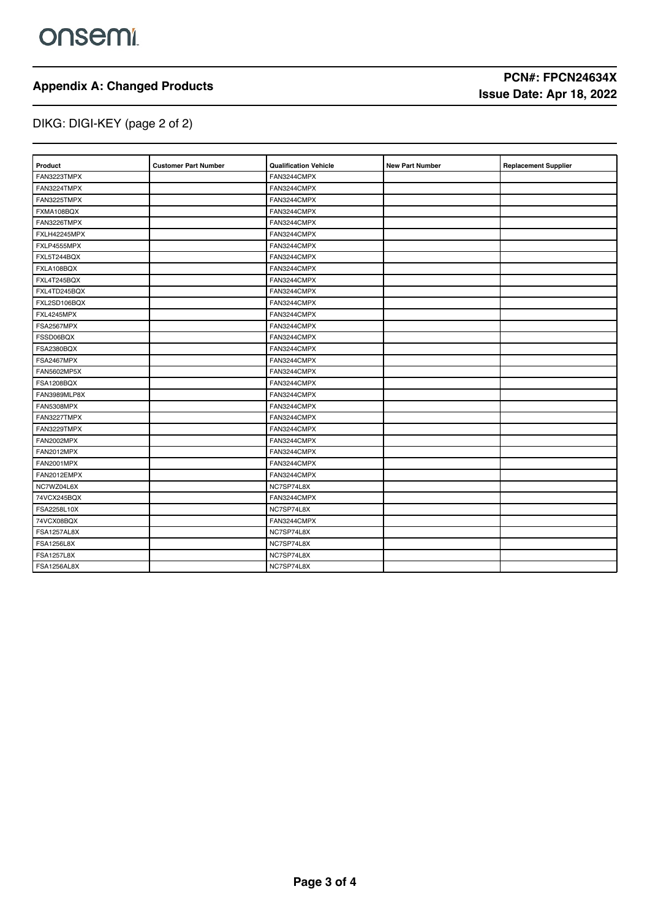## Appendix A: Changed Products

**PCN#: FPCN24634X**
**Issue Date: Apr 18, 2022**

DIKG: DIGI-KEY (page 2 of 2)

| Product | Customer Part Number | Qualification Vehicle | New Part Number | Replacement Supplier |
|---|---|---|---|---|
| FAN3223TMPX | | FAN3244CMPX | | |
| FAN3224TMPX | | FAN3244CMPX | | |
| FAN3225TMPX | | FAN3244CMPX | | |
| FXMA108BQX | | FAN3244CMPX | | |
| FAN3226TMPX | | FAN3244CMPX | | |
| FXLH42245MPX | | FAN3244CMPX | | |
| FXLP4555MPX | | FAN3244CMPX | | |
| FXL5T244BQX | | FAN3244CMPX | | |
| FXLA108BQX | | FAN3244CMPX | | |
| FXL4T245BQX | | FAN3244CMPX | | |
| FXL4TD245BQX | | FAN3244CMPX | | |
| FXL2SD106BQX | | FAN3244CMPX | | |
| FXL4245MPX | | FAN3244CMPX | | |
| FSA2567MPX | | FAN3244CMPX | | |
| FSSD06BQX | | FAN3244CMPX | | |
| FSA2380BQX | | FAN3244CMPX | | |
| FSA2467MPX | | FAN3244CMPX | | |
| FAN5602MP5X | | FAN3244CMPX | | |
| FSA1208BQX | | FAN3244CMPX | | |
| FAN3989MLP8X | | FAN3244CMPX | | |
| FAN5308MPX | | FAN3244CMPX | | |
| FAN3227TMPX | | FAN3244CMPX | | |
| FAN3229TMPX | | FAN3244CMPX | | |
| FAN2002MPX | | FAN3244CMPX | | |
| FAN2012MPX | | FAN3244CMPX | | |
| FAN2001MPX | | FAN3244CMPX | | |
| FAN2012EMPX | | FAN3244CMPX | | |
| NC7WZ04L6X | | NC7SP74L8X | | |
| 74VCX245BQX | | FAN3244CMPX | | |
| FSA2258L10X | | NC7SP74L8X | | |
| 74VCX08BQX | | FAN3244CMPX | | |
| FSA1257AL8X | | NC7SP74L8X | | |
| FSA1256L8X | | NC7SP74L8X | | |
| FSA1257L8X | | NC7SP74L8X | | |
| FSA1256AL8X | | NC7SP74L8X | | |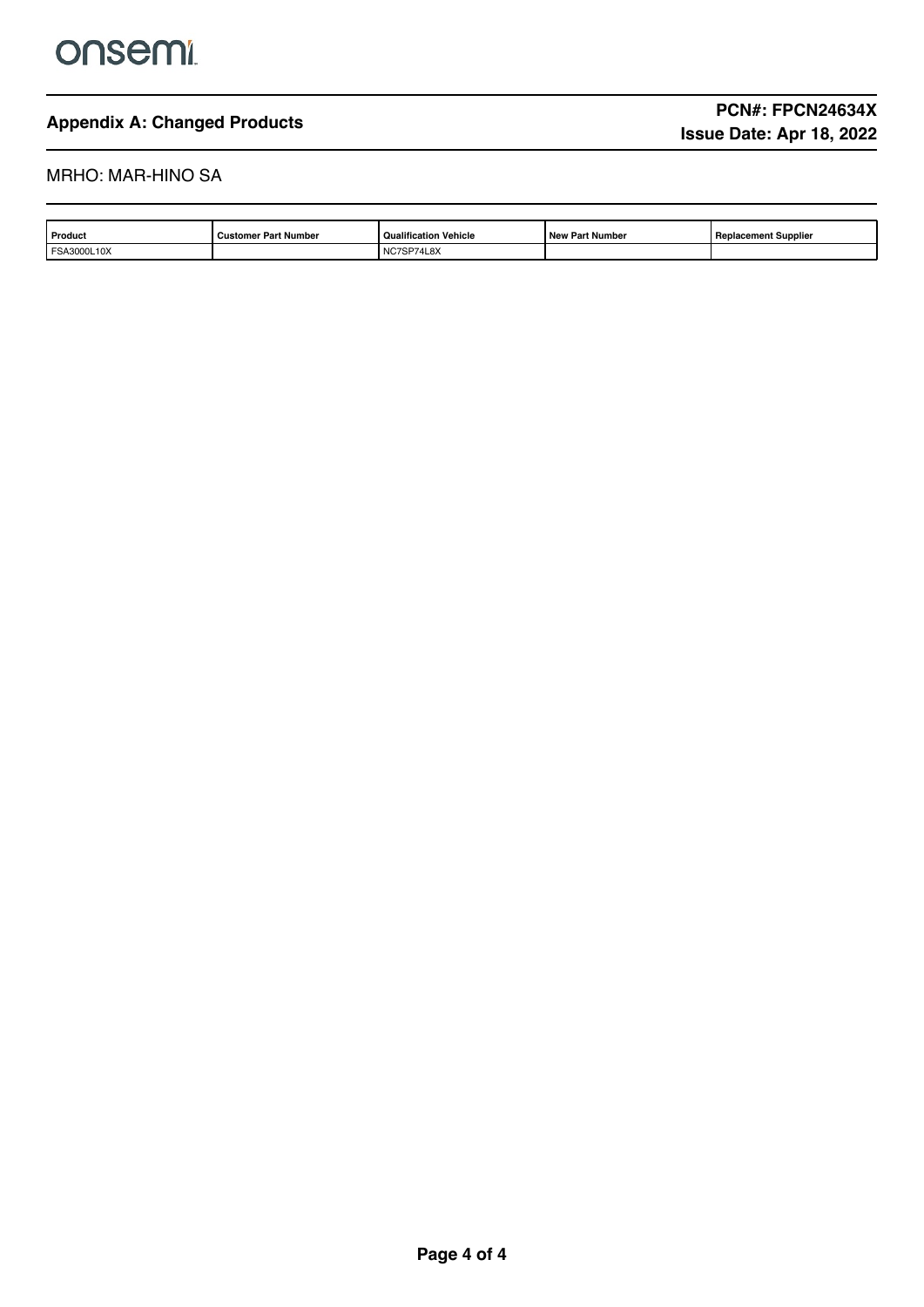## Appendix A: Changed Products

**PCN#: FPCN24634X**
**Issue Date: Apr 18, 2022**

MRHO: MAR-HINO SA

| Product | Customer Part Number | Qualification Vehicle | New Part Number | Replacement Supplier |
|---|---|---|---|---|
| FSA3000L10X | | NC7SP74L8X | | |